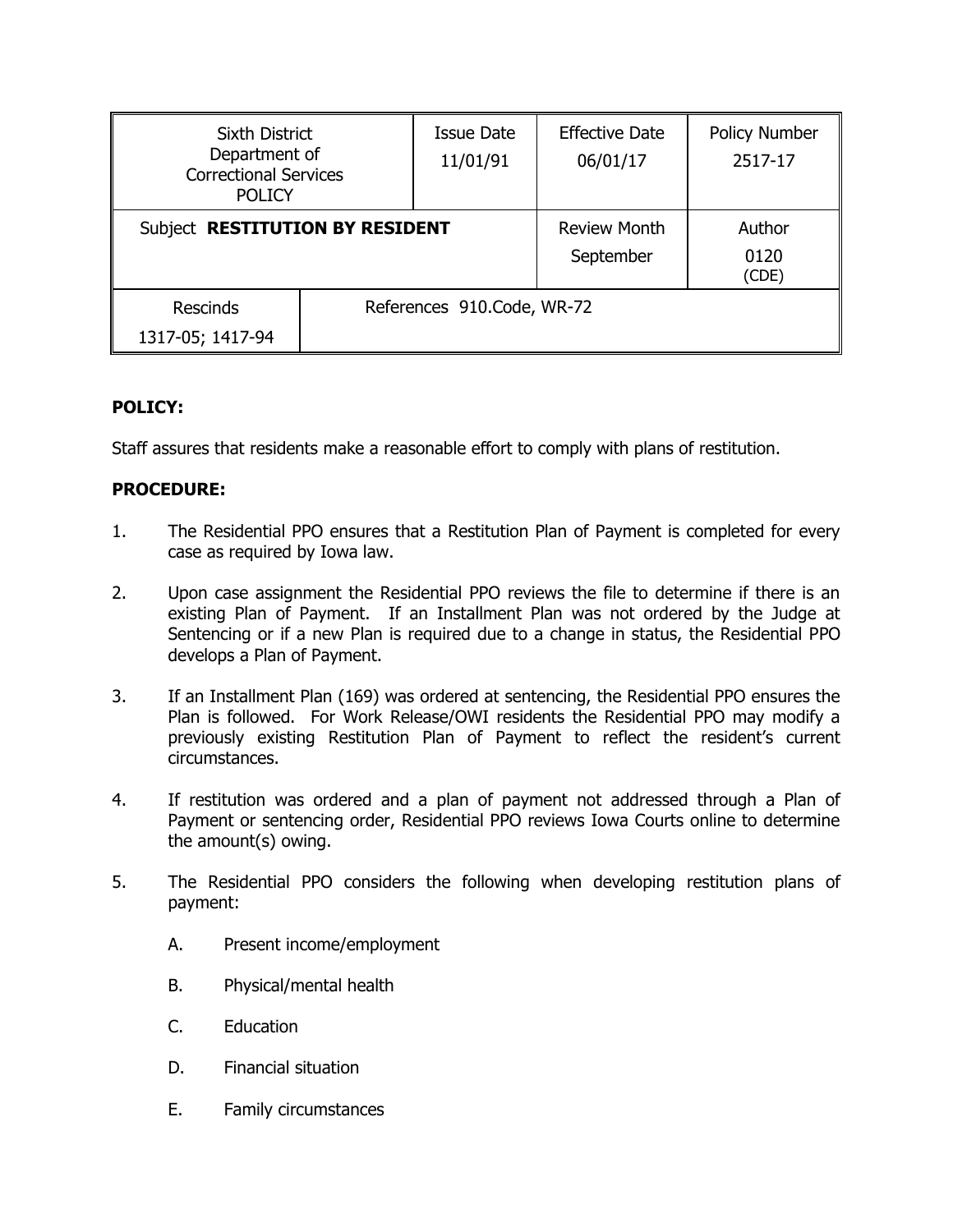| Sixth District Department of Correctional Services POLICY | | Issue Date 11/01/91 | Effective Date 06/01/17 | Policy Number 2517-17 |
|---|---|---|---|---|
| Subject **RESTITUTION BY RESIDENT** | | | Review Month September | Author 0120 (CDE) |
| Rescinds 1317-05; 1417-94 | References 910.Code, WR-72 | | | |

**POLICY:**

Staff assures that residents make a reasonable effort to comply with plans of restitution.

**PROCEDURE:**

1. The Residential PPO ensures that a Restitution Plan of Payment is completed for every case as required by Iowa law.

2. Upon case assignment the Residential PPO reviews the file to determine if there is an existing Plan of Payment. If an Installment Plan was not ordered by the Judge at Sentencing or if a new Plan is required due to a change in status, the Residential PPO develops a Plan of Payment.

3. If an Installment Plan (169) was ordered at sentencing, the Residential PPO ensures the Plan is followed. For Work Release/OWI residents the Residential PPO may modify a previously existing Restitution Plan of Payment to reflect the resident's current circumstances.

4. If restitution was ordered and a plan of payment not addressed through a Plan of Payment or sentencing order, Residential PPO reviews Iowa Courts online to determine the amount(s) owing.

5. The Residential PPO considers the following when developing restitution plans of payment:

   A. Present income/employment

   B. Physical/mental health

   C. Education

   D. Financial situation

   E. Family circumstances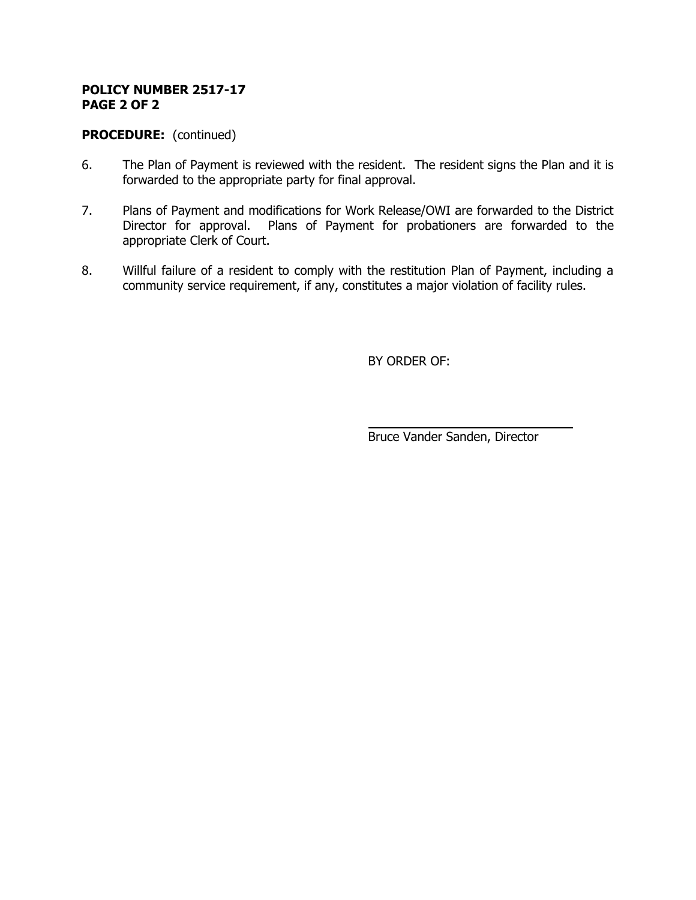**POLICY NUMBER 2517-17**
**PAGE 2 OF 2**

**PROCEDURE:** (continued)

6. The Plan of Payment is reviewed with the resident. The resident signs the Plan and it is forwarded to the appropriate party for final approval.

7. Plans of Payment and modifications for Work Release/OWI are forwarded to the District Director for approval. Plans of Payment for probationers are forwarded to the appropriate Clerk of Court.

8. Willful failure of a resident to comply with the restitution Plan of Payment, including a community service requirement, if any, constitutes a major violation of facility rules.

BY ORDER OF:

Bruce Vander Sanden, Director